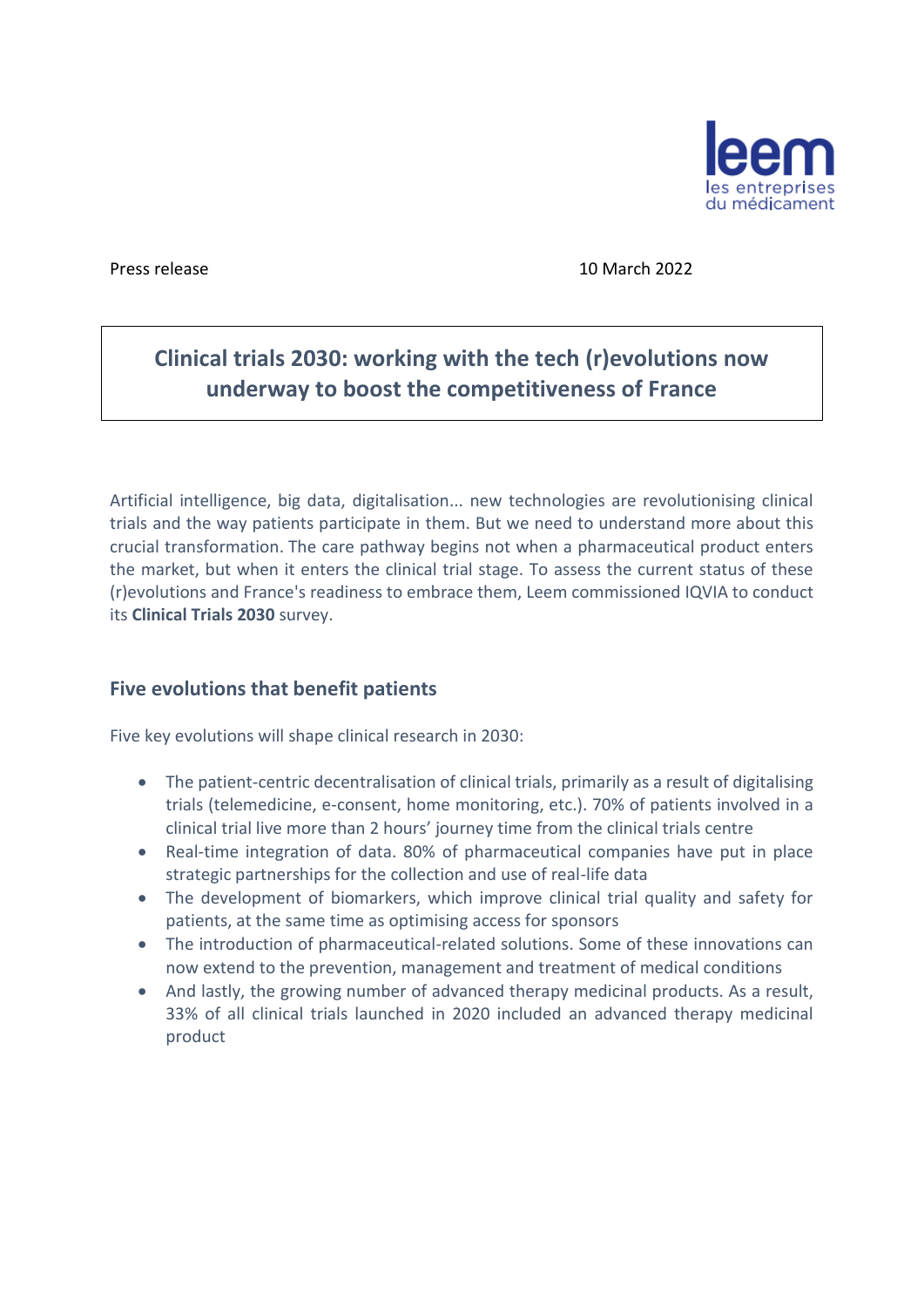leem
les entreprises
du médicament

Press release 10 March 2022

# Clinical trials 2030: working with the tech (r)evolutions now underway to boost the competitiveness of France

Artificial intelligence, big data, digitalisation... new technologies are revolutionising clinical trials and the way patients participate in them. But we need to understand more about this crucial transformation. The care pathway begins not when a pharmaceutical product enters the market, but when it enters the clinical trial stage. To assess the current status of these (r)evolutions and France's readiness to embrace them, Leem commissioned IQVIA to conduct its **Clinical Trials 2030** survey.

## Five evolutions that benefit patients

Five key evolutions will shape clinical research in 2030:

- The patient-centric decentralisation of clinical trials, primarily as a result of digitalising trials (telemedicine, e-consent, home monitoring, etc.). 70% of patients involved in a clinical trial live more than 2 hours' journey time from the clinical trials centre
- Real-time integration of data. 80% of pharmaceutical companies have put in place strategic partnerships for the collection and use of real-life data
- The development of biomarkers, which improve clinical trial quality and safety for patients, at the same time as optimising access for sponsors
- The introduction of pharmaceutical-related solutions. Some of these innovations can now extend to the prevention, management and treatment of medical conditions
- And lastly, the growing number of advanced therapy medicinal products. As a result, 33% of all clinical trials launched in 2020 included an advanced therapy medicinal product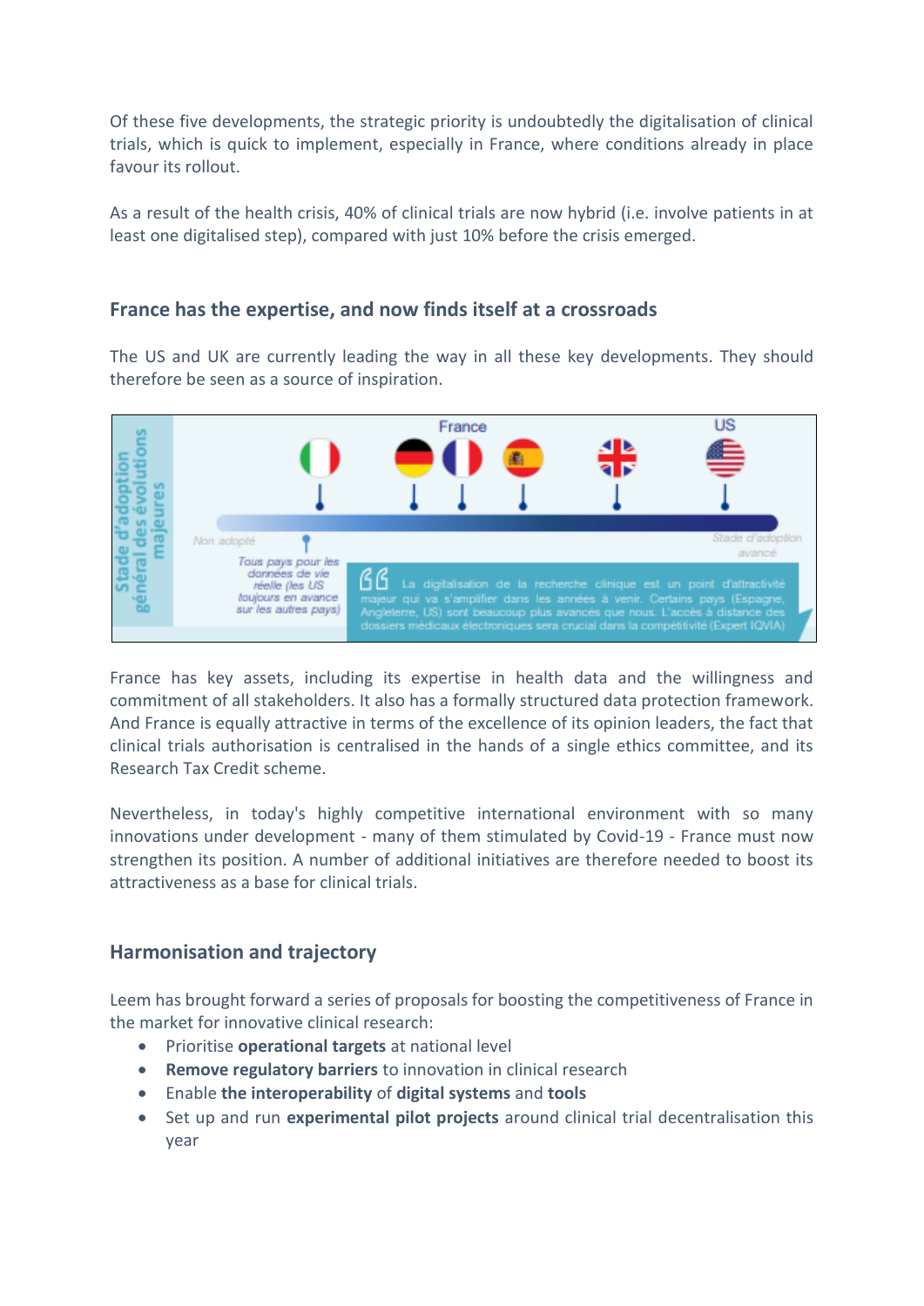Of these five developments, the strategic priority is undoubtedly the digitalisation of clinical trials, which is quick to implement, especially in France, where conditions already in place favour its rollout.

As a result of the health crisis, 40% of clinical trials are now hybrid (i.e. involve patients in at least one digitalised step), compared with just 10% before the crisis emerged.

## France has the expertise, and now finds itself at a crossroads

The US and UK are currently leading the way in all these key developments. They should therefore be seen as a source of inspiration.

Stade d'adoption général des évolutions majeures

France

US

Non adopté

Stade d'adoption avancé

Tous pays pour les données de vie réelle (les US toujours en avance sur les autres pays)

La digitalisation de la recherche clinique est un point d'attractivité majeur qui va s'amplifier dans les années à venir. Certains pays (Espagne, Angleterre, US) sont beaucoup plus avancés que nous. L'accès à distance des dossiers médicaux électroniques sera crucial dans la compétitivité (Expert IQVIA)

France has key assets, including its expertise in health data and the willingness and commitment of all stakeholders. It also has a formally structured data protection framework. And France is equally attractive in terms of the excellence of its opinion leaders, the fact that clinical trials authorisation is centralised in the hands of a single ethics committee, and its Research Tax Credit scheme.

Nevertheless, in today's highly competitive international environment with so many innovations under development - many of them stimulated by Covid-19 - France must now strengthen its position. A number of additional initiatives are therefore needed to boost its attractiveness as a base for clinical trials.

## Harmonisation and trajectory

Leem has brought forward a series of proposals for boosting the competitiveness of France in the market for innovative clinical research:

- Prioritise **operational targets** at national level
- **Remove regulatory barriers** to innovation in clinical research
- Enable **the interoperability** of **digital systems** and **tools**
- Set up and run **experimental pilot projects** around clinical trial decentralisation this year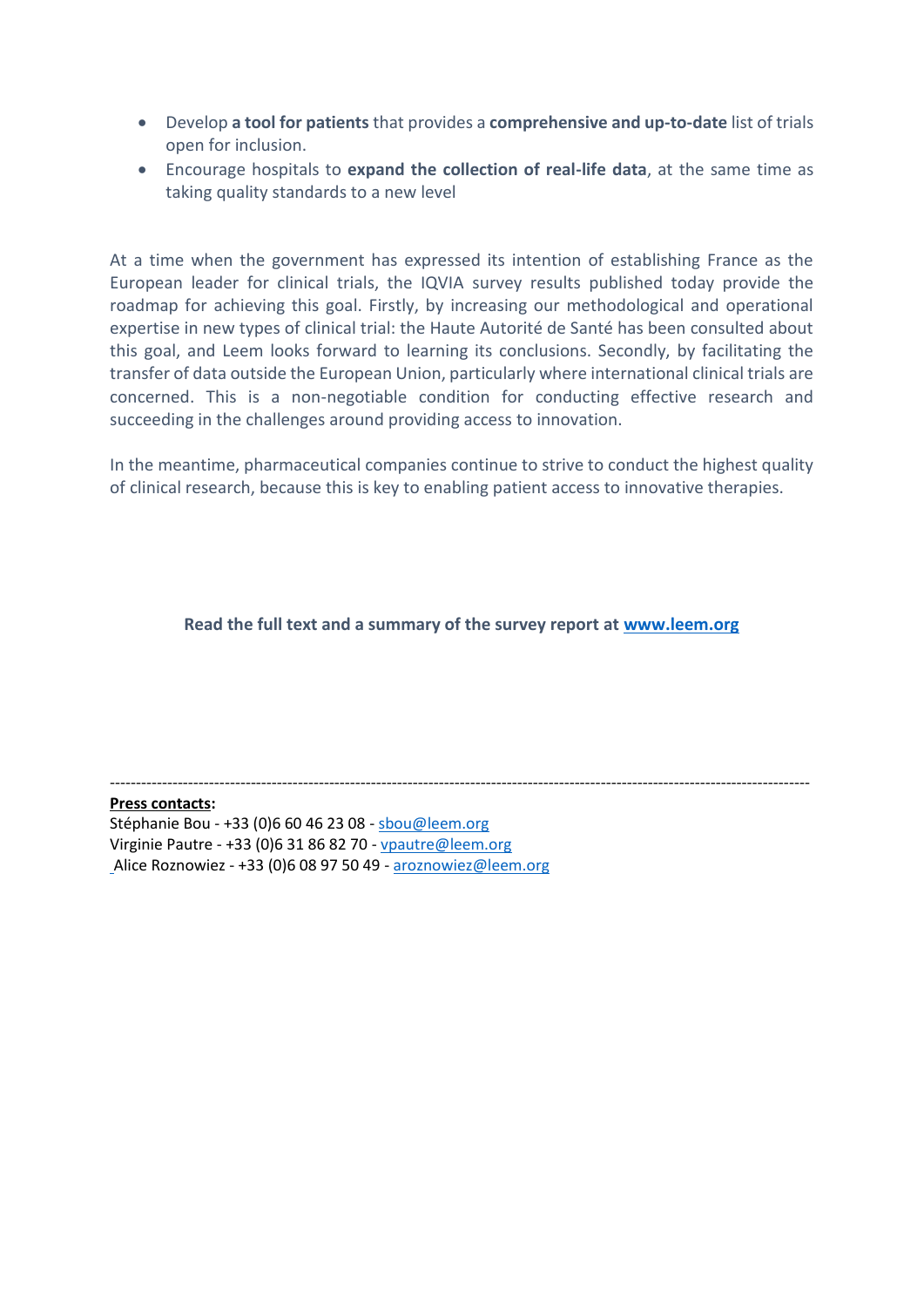- Develop **a tool for patients** that provides a **comprehensive and up-to-date** list of trials open for inclusion.
- Encourage hospitals to **expand the collection of real-life data**, at the same time as taking quality standards to a new level

At a time when the government has expressed its intention of establishing France as the European leader for clinical trials, the IQVIA survey results published today provide the roadmap for achieving this goal. Firstly, by increasing our methodological and operational expertise in new types of clinical trial: the Haute Autorité de Santé has been consulted about this goal, and Leem looks forward to learning its conclusions. Secondly, by facilitating the transfer of data outside the European Union, particularly where international clinical trials are concerned. This is a non-negotiable condition for conducting effective research and succeeding in the challenges around providing access to innovation.

In the meantime, pharmaceutical companies continue to strive to conduct the highest quality of clinical research, because this is key to enabling patient access to innovative therapies.

**Read the full text and a summary of the survey report at [www.leem.org](http://www.leem.org)**

---

**Press contacts:**
Stéphanie Bou - +33 (0)6 60 46 23 08 - sbou@leem.org
Virginie Pautre - +33 (0)6 31 86 82 70 - vpautre@leem.org
Alice Roznowiez - +33 (0)6 08 97 50 49 - aroznowiez@leem.org